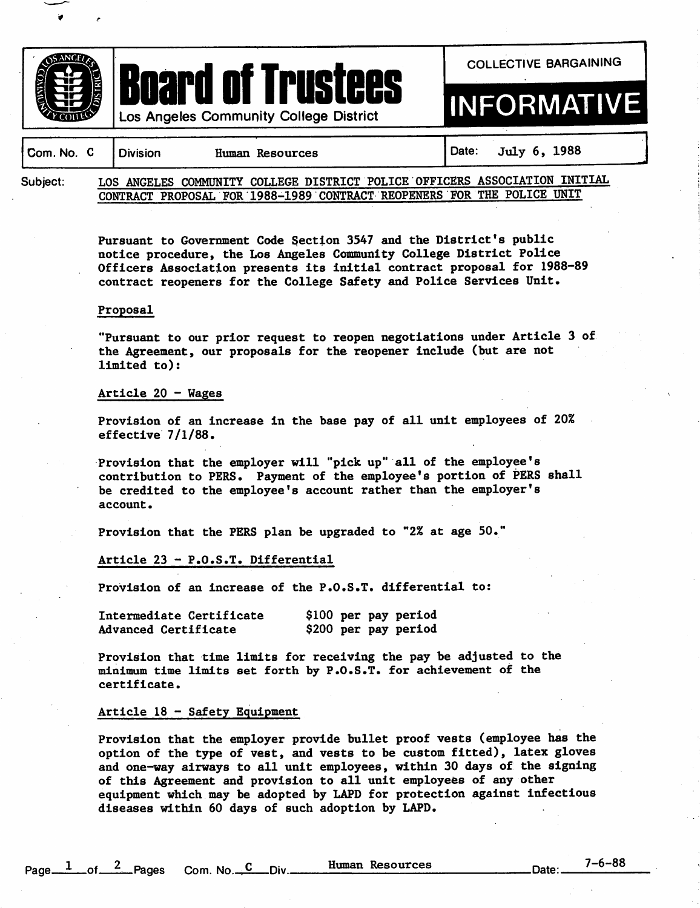# Board of Trustees

Los Angeles Community College District

COLLECTIVE BARGAINING

**INFORMATIVE**

| Com. No. C | Division: Human Resources | Date: July 6, 1988 |
|---|---|---|

Subject: LOS ANGELES COMMUNITY COLLEGE DISTRICT POLICE OFFICERS ASSOCIATION INITIAL CONTRACT PROPOSAL FOR 1988-1989 CONTRACT REOPENERS FOR THE POLICE UNIT

Pursuant to Government Code Section 3547 and the District's public notice procedure, the Los Angeles Community College District Police Officers Association presents its initial contract proposal for 1988-89 contract reopeners for the College Safety and Police Services Unit.

## Proposal

"Pursuant to our prior request to reopen negotiations under Article 3 of the Agreement, our proposals for the reopener include (but are not limited to):

### Article 20 - Wages

Provision of an increase in the base pay of all unit employees of 20% effective 7/1/88.

Provision that the employer will "pick up" all of the employee's contribution to PERS. Payment of the employee's portion of PERS shall be credited to the employee's account rather than the employer's account.

Provision that the PERS plan be upgraded to "2% at age 50."

### Article 23 - P.O.S.T. Differential

Provision of an increase of the P.O.S.T. differential to:

| | |
|---|---|
| Intermediate Certificate | $100 per pay period |
| Advanced Certificate | $200 per pay period |

Provision that time limits for receiving the pay be adjusted to the minimum time limits set forth by P.O.S.T. for achievement of the certificate.

### Article 18 - Safety Equipment

Provision that the employer provide bullet proof vests (employee has the option of the type of vest, and vests to be custom fitted), latex gloves and one-way airways to all unit employees, within 30 days of the signing of this Agreement and provision to all unit employees of any other equipment which may be adopted by LAPD for protection against infectious diseases within 60 days of such adoption by LAPD.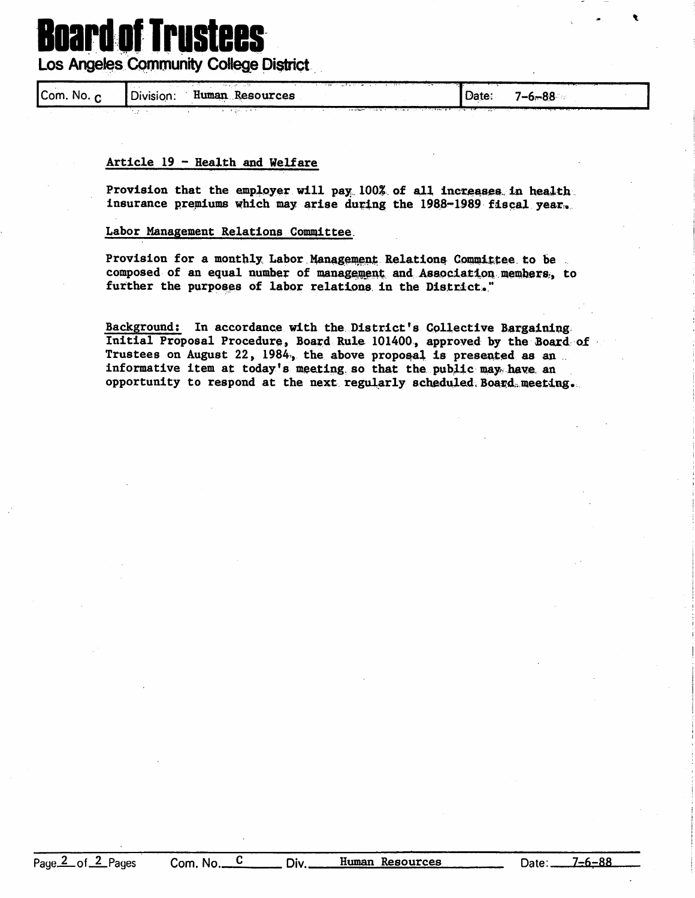# Board of Trustees

Los Angeles Community College District

| Com. No. C | Division: Human Resources | Date: 7-6-88 |
|---|---|---|

Article 19 - Health and Welfare

Provision that the employer will pay 100% of all increases in health insurance premiums which may arise during the 1988-1989 fiscal year.

Labor Management Relations Committee

Provision for a monthly Labor Management Relations Committee to be composed of an equal number of management and Association members, to further the purposes of labor relations in the District."

Background: In accordance with the District's Collective Bargaining Initial Proposal Procedure, Board Rule 101400, approved by the Board of Trustees on August 22, 1984, the above proposal is presented as an informative item at today's meeting so that the public may have an opportunity to respond at the next regularly scheduled Board meeting.